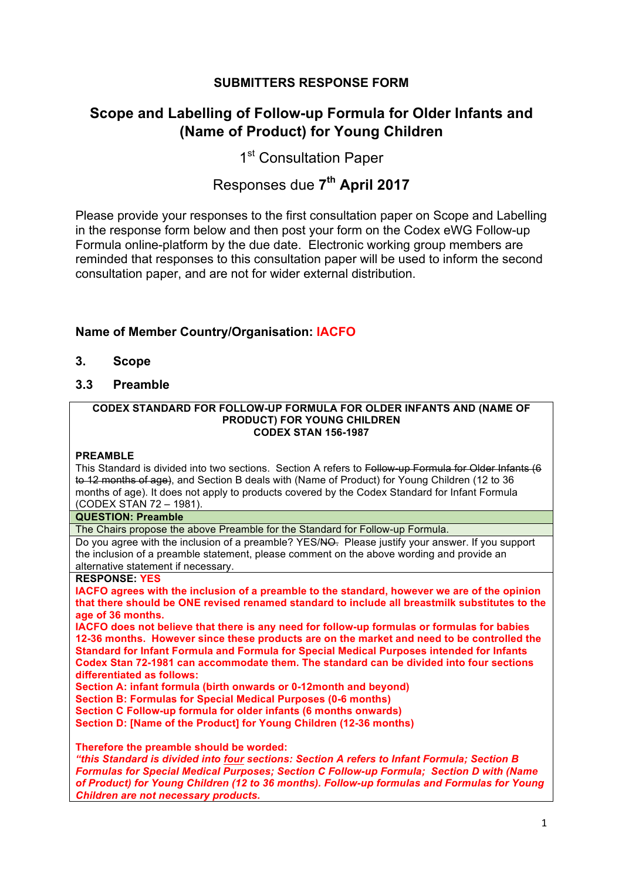## SUBMITTERS RESPONSE FORM

# Scope and Labelling of Follow-up Formula for Older Infants and (Name of Product) for Young Children

1[st] Consultation Paper

Responses due 7[th] April 2017

Please provide your responses to the first consultation paper on Scope and Labelling in the response form below and then post your form on the Codex eWG Follow-up Formula online-platform by the due date. Electronic working group members are reminded that responses to this consultation paper will be used to inform the second consultation paper, and are not for wider external distribution.

**Name of Member Country/Organisation: IACFO**

### 3. Scope

### 3.3 Preamble

**CODEX STANDARD FOR FOLLOW-UP FORMULA FOR OLDER INFANTS AND (NAME OF PRODUCT) FOR YOUNG CHILDREN**
**CODEX STAN 156-1987**

**PREAMBLE**

This Standard is divided into two sections. Section A refers to ~~Follow-up Formula for Older Infants (6 to 12 months of age)~~, and Section B deals with (Name of Product) for Young Children (12 to 36 months of age). It does not apply to products covered by the Codex Standard for Infant Formula (CODEX STAN 72 – 1981).

**QUESTION: Preamble**

The Chairs propose the above Preamble for the Standard for Follow-up Formula.

Do you agree with the inclusion of a preamble? YES/~~NO.~~ Please justify your answer. If you support the inclusion of a preamble statement, please comment on the above wording and provide an alternative statement if necessary.

**RESPONSE: YES**

**IACFO agrees with the inclusion of a preamble to the standard, however we are of the opinion that there should be ONE revised renamed standard to include all breastmilk substitutes to the age of 36 months.**

**IACFO does not believe that there is any need for follow-up formulas or formulas for babies 12-36 months. However since these products are on the market and need to be controlled the Standard for Infant Formula and Formula for Special Medical Purposes intended for Infants Codex Stan 72-1981 can accommodate them. The standard can be divided into four sections differentiated as follows:**

**Section A: infant formula (birth onwards or 0-12month and beyond)**
**Section B: Formulas for Special Medical Purposes (0-6 months)**
**Section C Follow-up formula for older infants (6 months onwards)**
**Section D: [Name of the Product] for Young Children (12-36 months)**

**Therefore the preamble should be worded:**

***"this Standard is divided into four sections: Section A refers to Infant Formula; Section B Formulas for Special Medical Purposes; Section C Follow-up Formula; Section D with (Name of Product) for Young Children (12 to 36 months). Follow-up formulas and Formulas for Young Children are not necessary products.***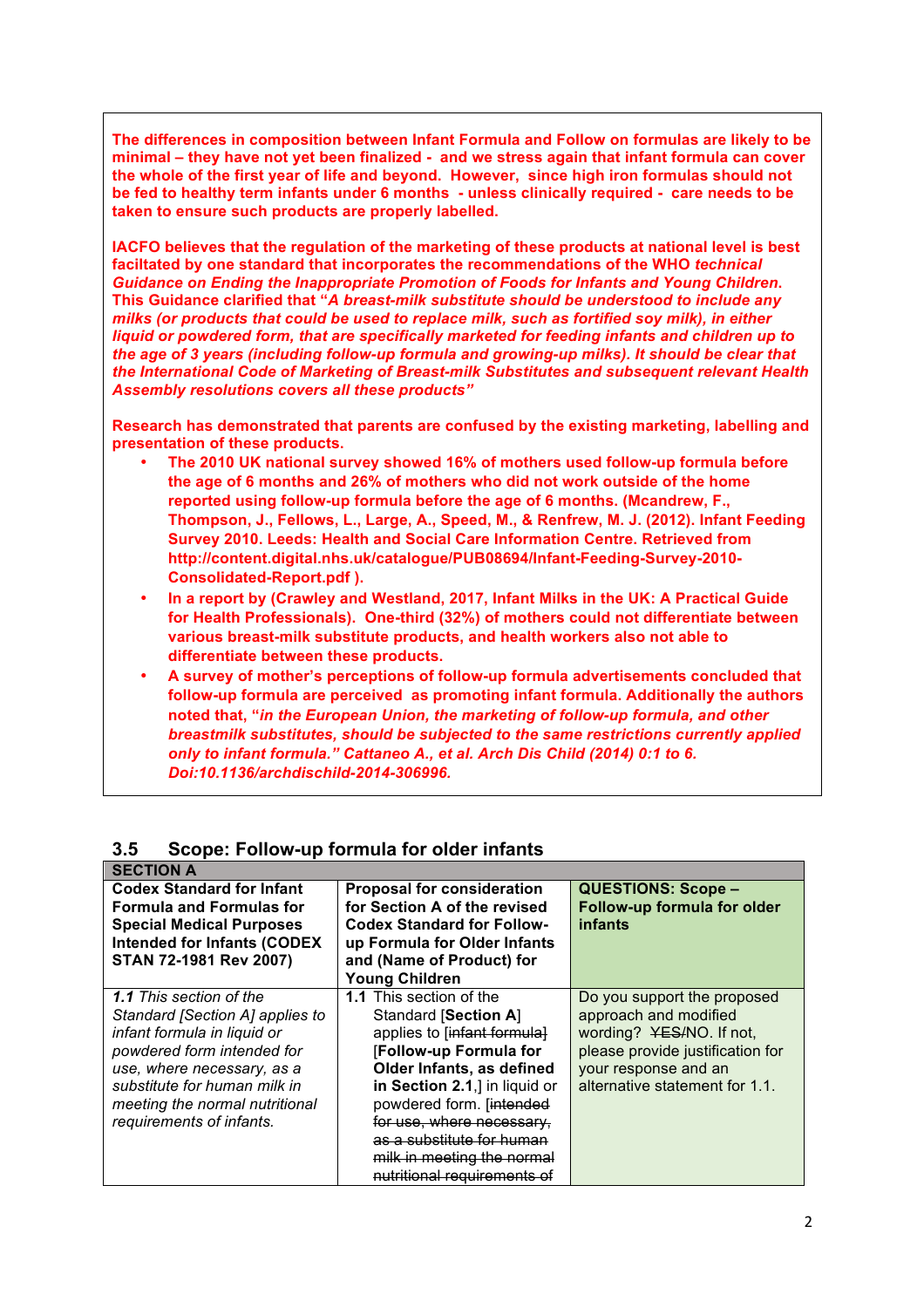**The differences in composition between Infant Formula and Follow on formulas are likely to be minimal – they have not yet been finalized - and we stress again that infant formula can cover the whole of the first year of life and beyond. However, since high iron formulas should not be fed to healthy term infants under 6 months - unless clinically required - care needs to be taken to ensure such products are properly labelled.**

**IACFO believes that the regulation of the marketing of these products at national level is best faciltated by one standard that incorporates the recommendations of the WHO *technical Guidance on Ending the Inappropriate Promotion of Foods for Infants and Young Children.* This Guidance clarified that "*A breast-milk substitute should be understood to include any milks (or products that could be used to replace milk, such as fortified soy milk), in either liquid or powdered form, that are specifically marketed for feeding infants and children up to the age of 3 years (including follow-up formula and growing-up milks). It should be clear that the International Code of Marketing of Breast-milk Substitutes and subsequent relevant Health Assembly resolutions covers all these products*"**

**Research has demonstrated that parents are confused by the existing marketing, labelling and presentation of these products.**

- **The 2010 UK national survey showed 16% of mothers used follow-up formula before the age of 6 months and 26% of mothers who did not work outside of the home reported using follow-up formula before the age of 6 months. (Mcandrew, F., Thompson, J., Fellows, L., Large, A., Speed, M., & Renfrew, M. J. (2012). Infant Feeding Survey 2010. Leeds: Health and Social Care Information Centre. Retrieved from http://content.digital.nhs.uk/catalogue/PUB08694/Infant-Feeding-Survey-2010-Consolidated-Report.pdf ).**
- **In a report by (Crawley and Westland, 2017, Infant Milks in the UK: A Practical Guide for Health Professionals). One-third (32%) of mothers could not differentiate between various breast-milk substitute products, and health workers also not able to differentiate between these products.**
- **A survey of mother's perceptions of follow-up formula advertisements concluded that follow-up formula are perceived as promoting infant formula. Additionally the authors noted that, "*in the European Union, the marketing of follow-up formula, and other breastmilk substitutes, should be subjected to the same restrictions currently applied only to infant formula." Cattaneo A., et al. Arch Dis Child (2014) 0:1 to 6. Doi:10.1136/archdischild-2014-306996.***

## 3.5 Scope: Follow-up formula for older infants

| SECTION A | | |
|---|---|---|
| **Codex Standard for Infant Formula and Formulas for Special Medical Purposes Intended for Infants (CODEX STAN 72-1981 Rev 2007)** | **Proposal for consideration for Section A of the revised Codex Standard for Follow-up Formula for Older Infants and (Name of Product) for Young Children** | **QUESTIONS: Scope – Follow-up formula for older infants** |
| ***1.1*** *This section of the Standard [Section A] applies to infant formula in liquid or powdered form intended for use, where necessary, as a substitute for human milk in meeting the normal nutritional requirements of infants.* | **1.1** This section of the Standard [**Section A**] applies to [~~infant formula~~] [**Follow-up Formula for Older Infants, as defined in Section 2.1**,] in liquid or powdered form. [~~intended for use, where necessary, as a substitute for human milk in meeting the normal nutritional requirements of~~ | Do you support the proposed approach and modified wording? ~~YES~~/NO. If not, please provide justification for your response and an alternative statement for 1.1. |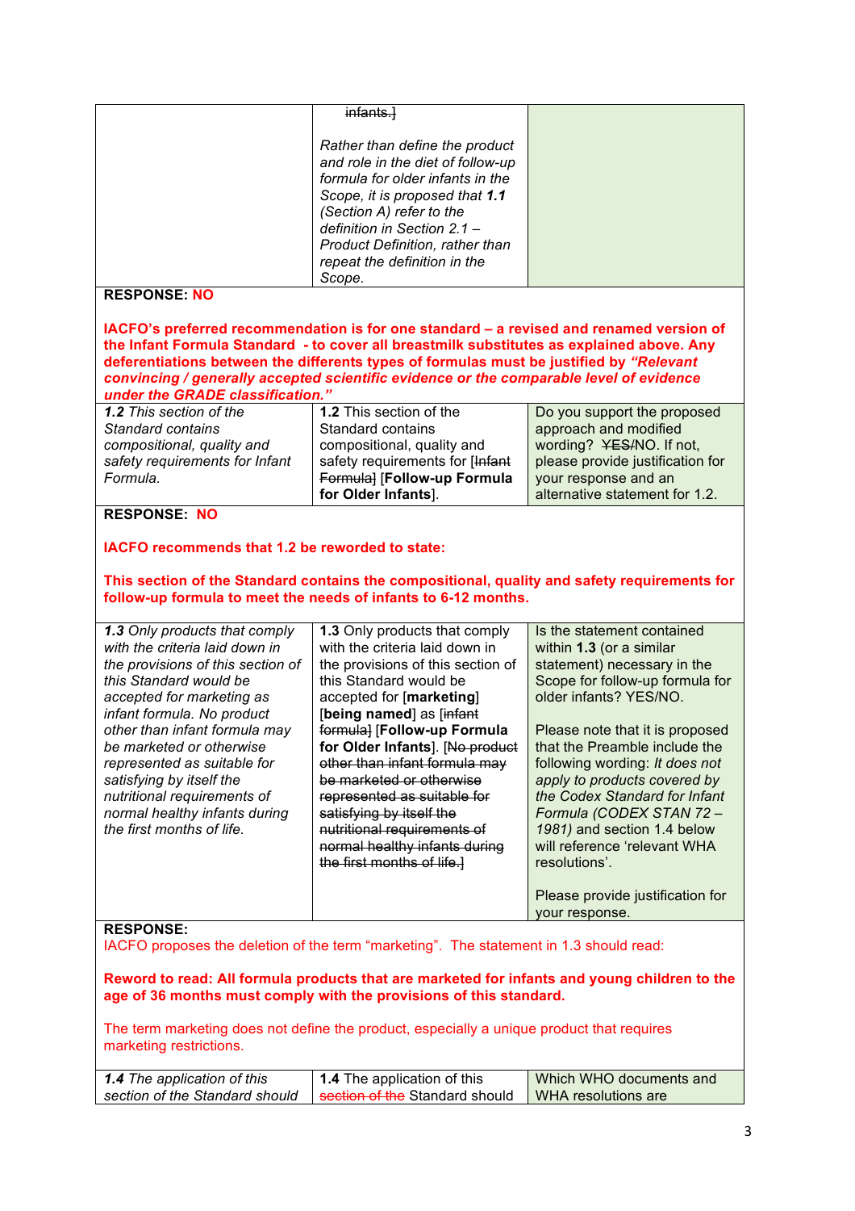| | | |
|---|---|---|
| | ~~infants.]~~<br><br>*Rather than define the product and role in the diet of follow-up formula for older infants in the Scope, it is proposed that **1.1** (Section A) refer to the definition in Section 2.1 – Product Definition, rather than repeat the definition in the Scope.* | |

**RESPONSE: NO**

**IACFO's preferred recommendation is for one standard – a revised and renamed version of the Infant Formula Standard - to cover all breastmilk substitutes as explained above. Any deferentiations between the differents types of formulas must be justified by *"Relevant convincing / generally accepted scientific evidence or the comparable level of evidence under the GRADE classification."***

| | | |
|---|---|---|
| ***1.2*** *This section of the Standard contains compositional, quality and safety requirements for Infant Formula.* | **1.2** This section of the Standard contains compositional, quality and safety requirements for [~~Infant Formula~~] [**Follow-up Formula for Older Infants**]. | Do you support the proposed approach and modified wording? ~~YES~~/NO. If not, please provide justification for your response and an alternative statement for 1.2. |

**RESPONSE: NO**

**IACFO recommends that 1.2 be reworded to state:**

**This section of the Standard contains the compositional, quality and safety requirements for follow-up formula to meet the needs of infants to 6-12 months.**

| | | |
|---|---|---|
| ***1.3*** *Only products that comply with the criteria laid down in the provisions of this section of this Standard would be accepted for marketing as infant formula. No product other than infant formula may be marketed or otherwise represented as suitable for satisfying by itself the nutritional requirements of normal healthy infants during the first months of life.* | **1.3** Only products that comply with the criteria laid down in the provisions of this section of this Standard would be accepted for [**marketing**] [**being named**] as [~~infant formula~~] [**Follow-up Formula for Older Infants**]. [~~No product other than infant formula may be marketed or otherwise represented as suitable for satisfying by itself the nutritional requirements of normal healthy infants during the first months of life.~~] | Is the statement contained within **1.3** (or a similar statement) necessary in the Scope for follow-up formula for older infants? YES/NO.<br><br>Please note that it is proposed that the Preamble include the following wording: *It does not apply to products covered by the Codex Standard for Infant Formula (CODEX STAN 72 – 1981)* and section 1.4 below will reference 'relevant WHA resolutions'.<br><br>Please provide justification for your response. |

**RESPONSE:**
IACFO proposes the deletion of the term "marketing". The statement in 1.3 should read:

**Reword to read: All formula products that are marketed for infants and young children to the age of 36 months must comply with the provisions of this standard.**

The term marketing does not define the product, especially a unique product that requires marketing restrictions.

| | | |
|---|---|---|
| ***1.4*** *The application of this section of the Standard should* | **1.4** The application of this ~~section of the~~ Standard should | Which WHO documents and WHA resolutions are |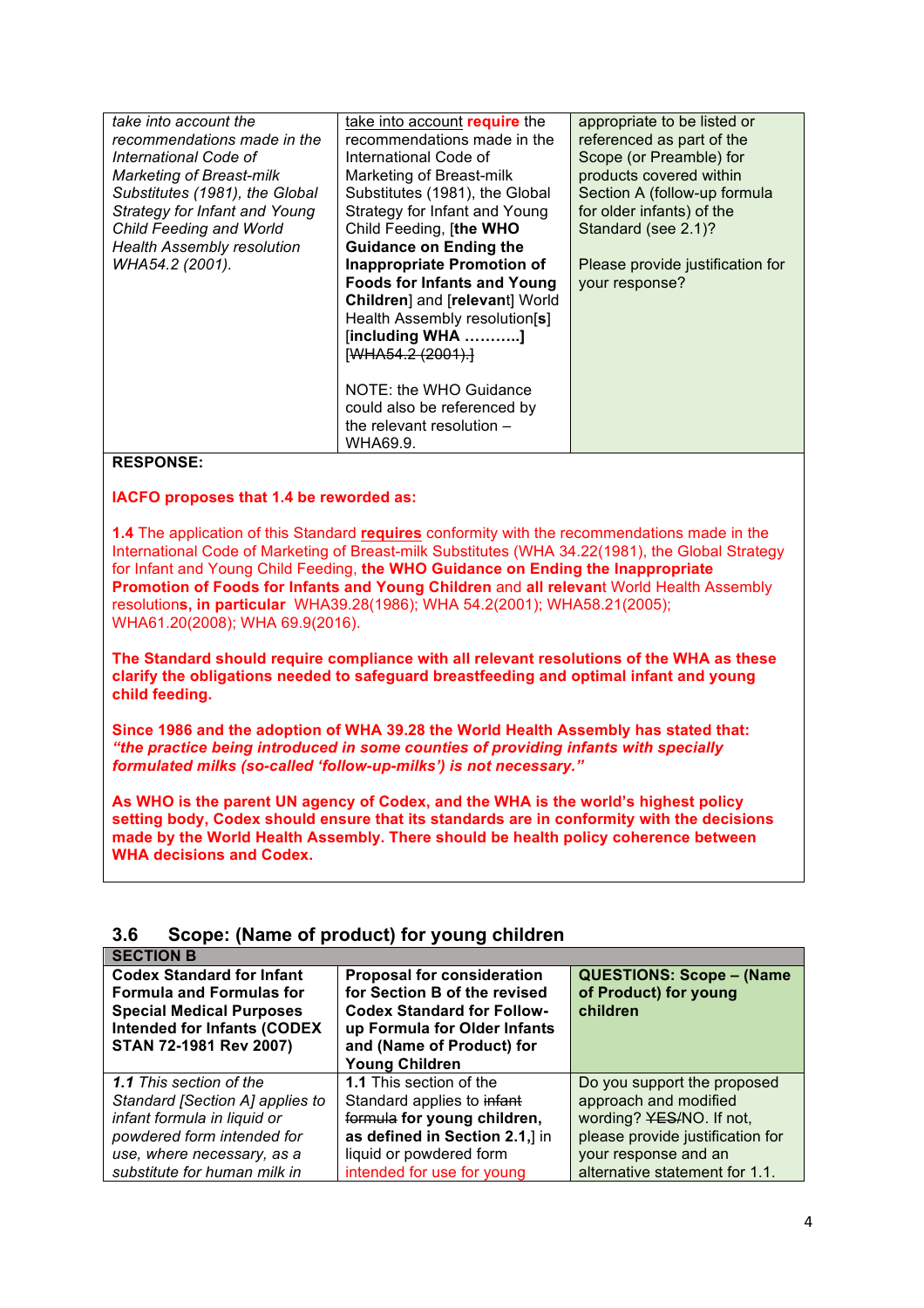| | | |
|---|---|---|
| *take into account the recommendations made in the International Code of Marketing of Breast-milk Substitutes (1981), the Global Strategy for Infant and Young Child Feeding and World Health Assembly resolution WHA54.2 (2001).* | take into account **require** the recommendations made in the International Code of Marketing of Breast-milk Substitutes (1981), the Global Strategy for Infant and Young Child Feeding, [**the WHO Guidance on Ending the Inappropriate Promotion of Foods for Infants and Young Children**] and [**relevant**] World Health Assembly resolution[**s**] [**including WHA ………..**] ~~[WHA54.2 (2001).]~~<br><br>NOTE: the WHO Guidance could also be referenced by the relevant resolution – WHA69.9. | appropriate to be listed or referenced as part of the Scope (or Preamble) for products covered within Section A (follow-up formula for older infants) of the Standard (see 2.1)?<br><br>Please provide justification for your response? |

**RESPONSE:**

**IACFO proposes that 1.4 be reworded as:**

**1.4** The application of this Standard **requires** conformity with the recommendations made in the International Code of Marketing of Breast-milk Substitutes (WHA 34.22(1981), the Global Strategy for Infant and Young Child Feeding, **the WHO Guidance on Ending the Inappropriate Promotion of Foods for Infants and Young Children** and **all relevan**t World Health Assembly resolution**s, in particular** WHA39.28(1986); WHA 54.2(2001); WHA58.21(2005); WHA61.20(2008); WHA 69.9(2016).

**The Standard should require compliance with all relevant resolutions of the WHA as these clarify the obligations needed to safeguard breastfeeding and optimal infant and young child feeding.**

**Since 1986 and the adoption of WHA 39.28 the World Health Assembly has stated that: *"the practice being introduced in some counties of providing infants with specially formulated milks (so-called 'follow-up-milks') is not necessary."***

**As WHO is the parent UN agency of Codex, and the WHA is the world's highest policy setting body, Codex should ensure that its standards are in conformity with the decisions made by the World Health Assembly. There should be health policy coherence between WHA decisions and Codex.**

## 3.6 Scope: (Name of product) for young children

| **SECTION B** | | |
|---|---|---|
| **Codex Standard for Infant Formula and Formulas for Special Medical Purposes Intended for Infants (CODEX STAN 72-1981 Rev 2007)** | **Proposal for consideration for Section B of the revised Codex Standard for Follow-up Formula for Older Infants and (Name of Product) for Young Children** | **QUESTIONS: Scope – (Name of Product) for young children** |
| ***1.1** This section of the Standard [Section A] applies to infant formula in liquid or powdered form intended for use, where necessary, as a substitute for human milk in* | **1.1** This section of the Standard applies to ~~infant formula~~ **for young children, as defined in Section 2.1,**] in liquid or powdered form intended for use for young | Do you support the proposed approach and modified wording? ~~YES~~/NO. If not, please provide justification for your response and an alternative statement for 1.1. |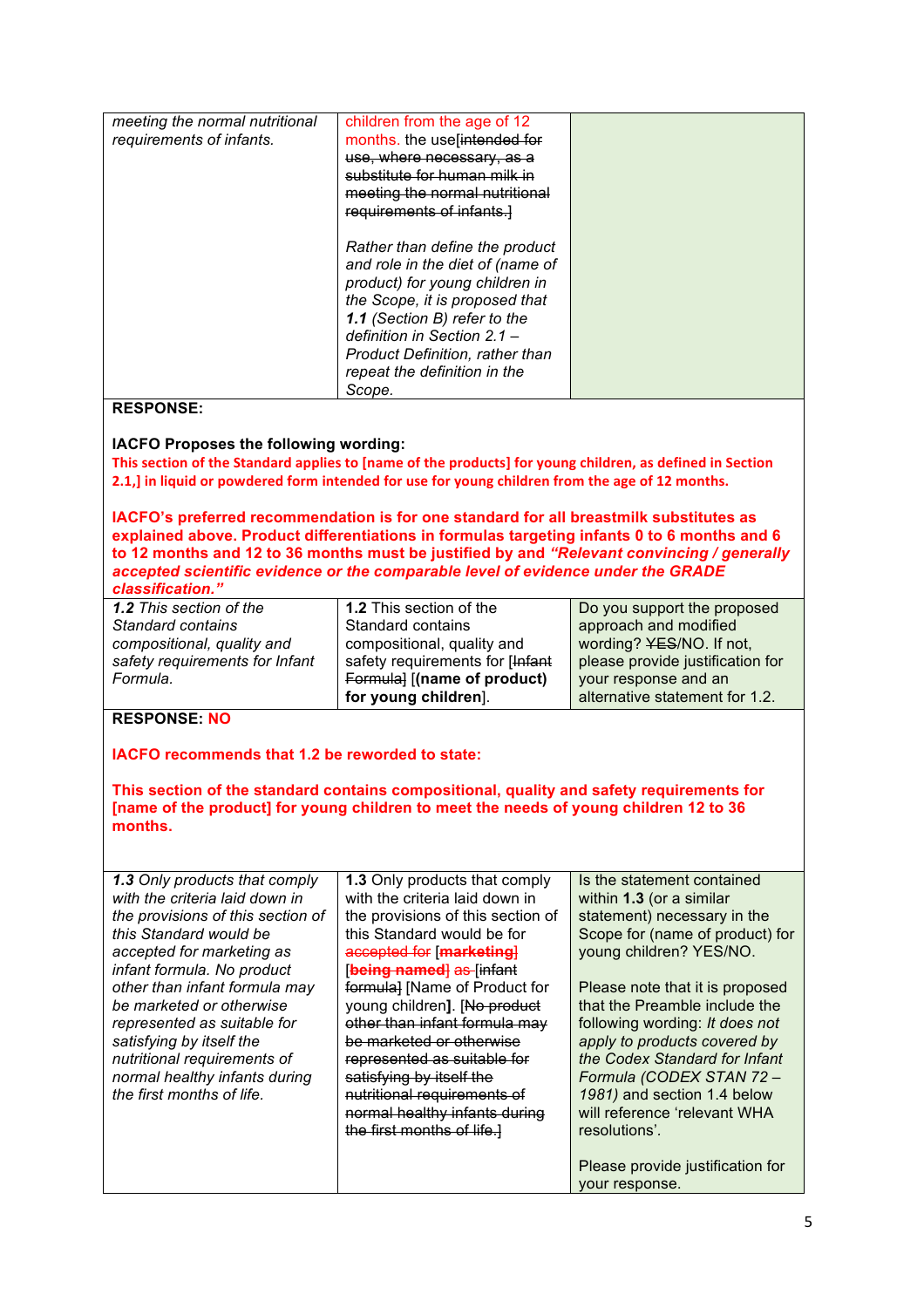| | | |
|---|---|---|
| *meeting the normal nutritional requirements of infants.* | children from the age of 12 months. the use~~[intended for use, where necessary, as a substitute for human milk in meeting the normal nutritional requirements of infants.]~~<br><br>*Rather than define the product and role in the diet of (name of product) for young children in the Scope, it is proposed that **1.1** (Section B) refer to the definition in Section 2.1 – Product Definition, rather than repeat the definition in the Scope.* | |

**RESPONSE:**

**IACFO Proposes the following wording:**

**This section of the Standard applies to [name of the products] for young children, as defined in Section 2.1,] in liquid or powdered form intended for use for young children from the age of 12 months.**

**IACFO's preferred recommendation is for one standard for all breastmilk substitutes as explained above. Product differentiations in formulas targeting infants 0 to 6 months and 6 to 12 months and 12 to 36 months must be justified by and *"Relevant convincing / generally accepted scientific evidence or the comparable level of evidence under the GRADE classification."***

| | | |
|---|---|---|
| ***1.2** This section of the Standard contains compositional, quality and safety requirements for Infant Formula.* | **1.2** This section of the Standard contains compositional, quality and safety requirements for [~~Infant Formula~~] [**(name of product) for young children**]. | Do you support the proposed approach and modified wording? ~~YES~~/NO. If not, please provide justification for your response and an alternative statement for 1.2. |

**RESPONSE: NO**

**IACFO recommends that 1.2 be reworded to state:**

**This section of the standard contains compositional, quality and safety requirements for [name of the product] for young children to meet the needs of young children 12 to 36 months.**

| | | |
|---|---|---|
| ***1.3** Only products that comply with the criteria laid down in the provisions of this section of this Standard would be accepted for marketing as infant formula. No product other than infant formula may be marketed or otherwise represented as suitable for satisfying by itself the nutritional requirements of normal healthy infants during the first months of life.* | **1.3** Only products that comply with the criteria laid down in the provisions of this section of this Standard would be for ~~accepted for~~ [~~**marketing**~~] [~~**being named**~~] ~~as~~ [~~infant formula~~] [Name of Product for young children**]**. [~~No product other than infant formula may be marketed or otherwise represented as suitable for satisfying by itself the nutritional requirements of normal healthy infants during the first months of life.~~] | Is the statement contained within **1.3** (or a similar statement) necessary in the Scope for (name of product) for young children? YES/NO.<br><br>Please note that it is proposed that the Preamble include the following wording: *It does not apply to products covered by the Codex Standard for Infant Formula (CODEX STAN 72 – 1981)* and section 1.4 below will reference 'relevant WHA resolutions'.<br><br>Please provide justification for your response. |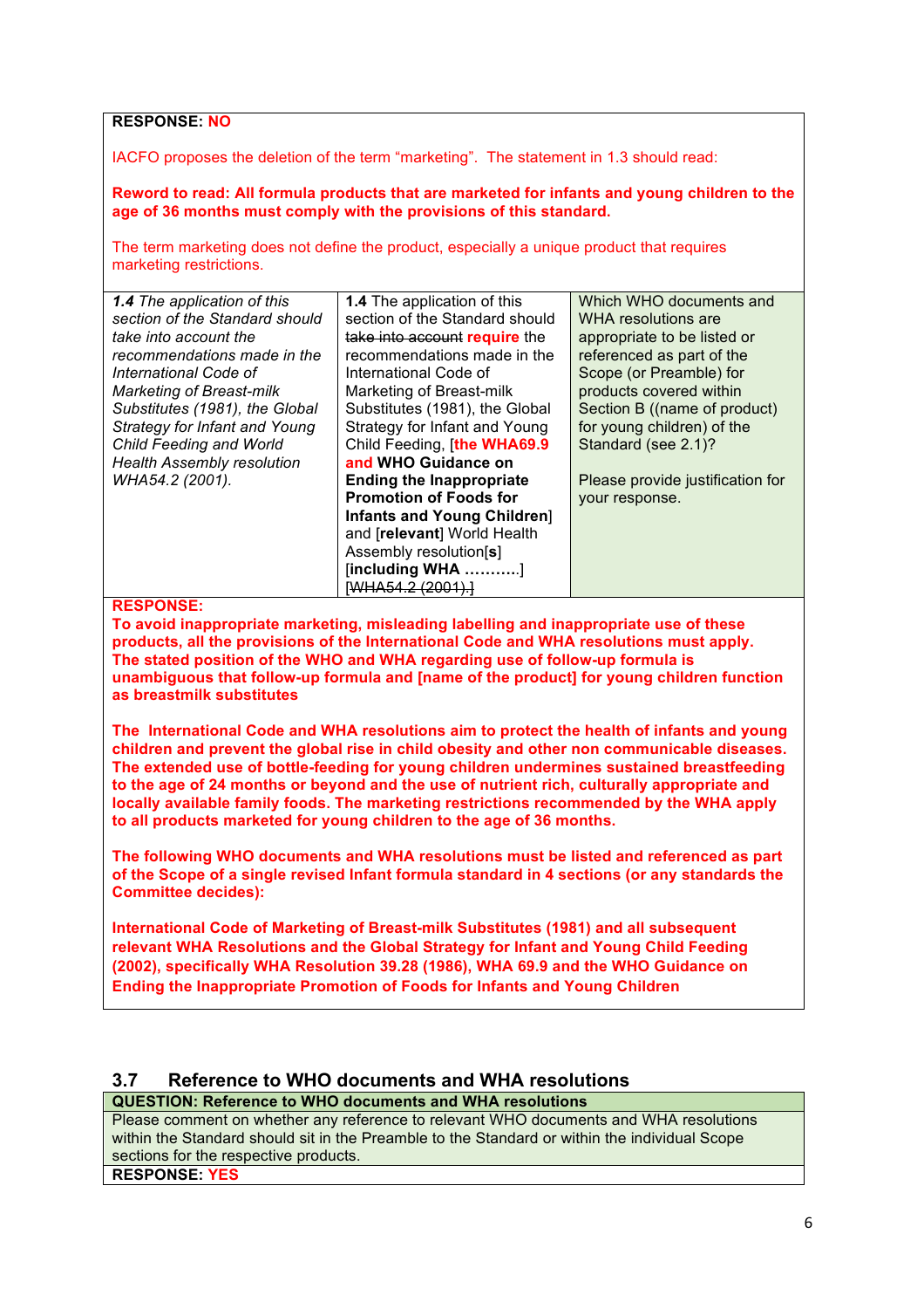**RESPONSE: NO**

IACFO proposes the deletion of the term "marketing". The statement in 1.3 should read:

**Reword to read: All formula products that are marketed for infants and young children to the age of 36 months must comply with the provisions of this standard.**

The term marketing does not define the product, especially a unique product that requires marketing restrictions.

| | | |
|---|---|---|
| ***1.4** The application of this section of the Standard should take into account the recommendations made in the International Code of Marketing of Breast-milk Substitutes (1981), the Global Strategy for Infant and Young Child Feeding and World Health Assembly resolution WHA54.2 (2001).* | **1.4** The application of this section of the Standard should ~~take into account~~ **require** the recommendations made in the International Code of Marketing of Breast-milk Substitutes (1981), the Global Strategy for Infant and Young Child Feeding, [**the WHA69.9 and WHO Guidance on Ending the Inappropriate Promotion of Foods for Infants and Young Children**] and [**relevant**] World Health Assembly resolution[**s**] [**including WHA ………..**] ~~[WHA54.2 (2001).]~~ | Which WHO documents and WHA resolutions are appropriate to be listed or referenced as part of the Scope (or Preamble) for products covered within Section B ((name of product) for young children) of the Standard (see 2.1)?<br><br>Please provide justification for your response. |

**RESPONSE:**
**To avoid inappropriate marketing, misleading labelling and inappropriate use of these products, all the provisions of the International Code and WHA resolutions must apply. The stated position of the WHO and WHA regarding use of follow-up formula is unambiguous that follow-up formula and [name of the product] for young children function as breastmilk substitutes**

**The International Code and WHA resolutions aim to protect the health of infants and young children and prevent the global rise in child obesity and other non communicable diseases. The extended use of bottle-feeding for young children undermines sustained breastfeeding to the age of 24 months or beyond and the use of nutrient rich, culturally appropriate and locally available family foods. The marketing restrictions recommended by the WHA apply to all products marketed for young children to the age of 36 months.**

**The following WHO documents and WHA resolutions must be listed and referenced as part of the Scope of a single revised Infant formula standard in 4 sections (or any standards the Committee decides):**

**International Code of Marketing of Breast-milk Substitutes (1981) and all subsequent relevant WHA Resolutions and the Global Strategy for Infant and Young Child Feeding (2002), specifically WHA Resolution 39.28 (1986), WHA 69.9 and the WHO Guidance on Ending the Inappropriate Promotion of Foods for Infants and Young Children**

## 3.7 Reference to WHO documents and WHA resolutions

**QUESTION: Reference to WHO documents and WHA resolutions**

Please comment on whether any reference to relevant WHO documents and WHA resolutions within the Standard should sit in the Preamble to the Standard or within the individual Scope sections for the respective products.

**RESPONSE: YES**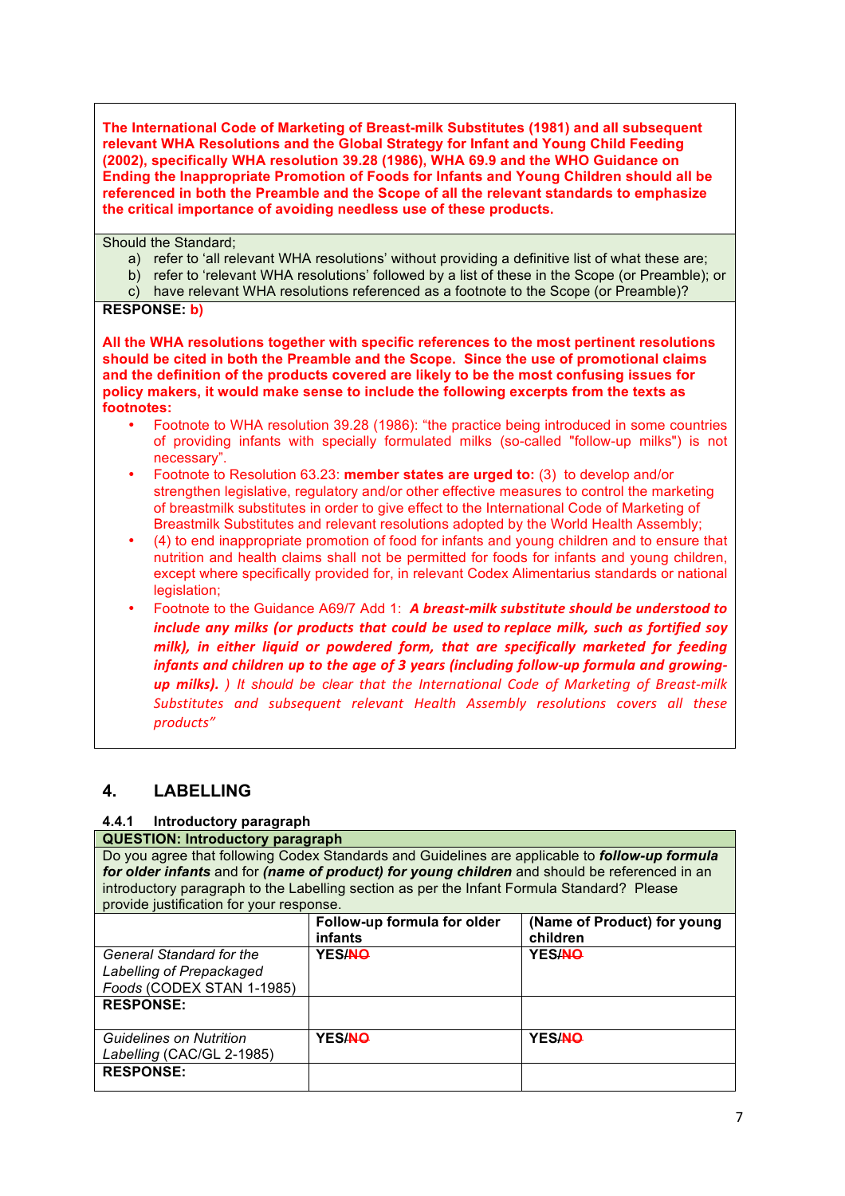**The International Code of Marketing of Breast-milk Substitutes (1981) and all subsequent relevant WHA Resolutions and the Global Strategy for Infant and Young Child Feeding (2002), specifically WHA resolution 39.28 (1986), WHA 69.9 and the WHO Guidance on Ending the Inappropriate Promotion of Foods for Infants and Young Children should all be referenced in both the Preamble and the Scope of all the relevant standards to emphasize the critical importance of avoiding needless use of these products.**

Should the Standard;

a) refer to 'all relevant WHA resolutions' without providing a definitive list of what these are;
b) refer to 'relevant WHA resolutions' followed by a list of these in the Scope (or Preamble); or
c) have relevant WHA resolutions referenced as a footnote to the Scope (or Preamble)?

**RESPONSE: b)**

**All the WHA resolutions together with specific references to the most pertinent resolutions should be cited in both the Preamble and the Scope. Since the use of promotional claims and the definition of the products covered are likely to be the most confusing issues for policy makers, it would make sense to include the following excerpts from the texts as footnotes:**

- Footnote to WHA resolution 39.28 (1986): "the practice being introduced in some countries of providing infants with specially formulated milks (so-called "follow-up milks") is not necessary".
- Footnote to Resolution 63.23: **member states are urged to:** (3) to develop and/or strengthen legislative, regulatory and/or other effective measures to control the marketing of breastmilk substitutes in order to give effect to the International Code of Marketing of Breastmilk Substitutes and relevant resolutions adopted by the World Health Assembly;
- (4) to end inappropriate promotion of food for infants and young children and to ensure that nutrition and health claims shall not be permitted for foods for infants and young children, except where specifically provided for, in relevant Codex Alimentarius standards or national legislation;
- Footnote to the Guidance A69/7 Add 1: ***A breast-milk substitute should be understood to include any milks (or products that could be used to replace milk, such as fortified soy milk), in either liquid or powdered form, that are specifically marketed for feeding infants and children up to the age of 3 years (including follow-up formula and growing-up milks).*** *) It should be clear that the International Code of Marketing of Breast-milk Substitutes and subsequent relevant Health Assembly resolutions covers all these products"*

## 4. LABELLING

### 4.4.1 Introductory paragraph

**QUESTION: Introductory paragraph**

Do you agree that following Codex Standards and Guidelines are applicable to ***follow-up formula for older infants*** and for ***(name of product) for young children*** and should be referenced in an introductory paragraph to the Labelling section as per the Infant Formula Standard? Please provide justification for your response.

| | Follow-up formula for older infants | (Name of Product) for young children |
|---|---|---|
| *General Standard for the Labelling of Prepackaged Foods* (CODEX STAN 1-1985) | YES/~~NO~~ | YES/~~NO~~ |
| **RESPONSE:** | | |
| *Guidelines on Nutrition Labelling* (CAC/GL 2-1985) | YES/~~NO~~ | YES/~~NO~~ |
| **RESPONSE:** | | |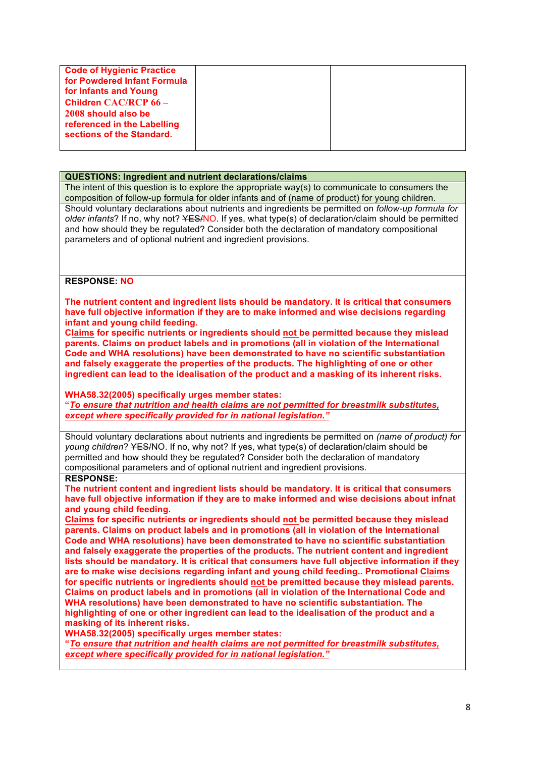| **Code of Hygienic Practice for Powdered Infant Formula for Infants and Young Children CAC/RCP 66 – 2008 should also be referenced in the Labelling sections of the Standard.** | | |
|---|---|---|

| **QUESTIONS: Ingredient and nutrient declarations/claims** |
|---|
| The intent of this question is to explore the appropriate way(s) to communicate to consumers the composition of follow-up formula for older infants and of (name of product) for young children. |
| Should voluntary declarations about nutrients and ingredients be permitted on *follow-up formula for older infants*? If no, why not? ~~YES~~/NO. If yes, what type(s) of declaration/claim should be permitted and how should they be regulated? Consider both the declaration of mandatory compositional parameters and of optional nutrient and ingredient provisions. |
| **RESPONSE: NO**<br><br>**The nutrient content and ingredient lists should be mandatory. It is critical that consumers have full objective information if they are to make informed and wise decisions regarding infant and young child feeding.**<br>**Claims for specific nutrients or ingredients should not be permitted because they mislead parents. Claims on product labels and in promotions (all in violation of the International Code and WHA resolutions) have been demonstrated to have no scientific substantiation and falsely exaggerate the properties of the products. The highlighting of one or other ingredient can lead to the idealisation of the product and a masking of its inherent risks.**<br><br>**WHA58.32(2005) specifically urges member states:**<br>**"*To ensure that nutrition and health claims are not permitted for breastmilk substitutes, except where specifically provided for in national legislation.*"** |
| Should voluntary declarations about nutrients and ingredients be permitted on *(name of product) for young children*? ~~YES~~/NO. If no, why not? If yes, what type(s) of declaration/claim should be permitted and how should they be regulated? Consider both the declaration of mandatory compositional parameters and of optional nutrient and ingredient provisions. |
| **RESPONSE:**<br>**The nutrient content and ingredient lists should be mandatory. It is critical that consumers have full objective information if they are to make informed and wise decisions about infnat and young child feeding.**<br>**Claims for specific nutrients or ingredients should not be permitted because they mislead parents. Claims on product labels and in promotions (all in violation of the International Code and WHA resolutions) have been demonstrated to have no scientific substantiation and falsely exaggerate the properties of the products. The nutrient content and ingredient lists should be mandatory. It is critical that consumers have full objective information if they are to make wise decisions regarding infant and young child feeding.. Promotional Claims for specific nutrients or ingredients should not be permitted because they mislead parents. Claims on product labels and in promotions (all in violation of the International Code and WHA resolutions) have been demonstrated to have no scientific substantiation. The highlighting of one or other ingredient can lead to the idealisation of the product and a masking of its inherent risks.**<br>**WHA58.32(2005) specifically urges member states:**<br>**"*To ensure that nutrition and health claims are not permitted for breastmilk substitutes, except where specifically provided for in national legislation.*"** |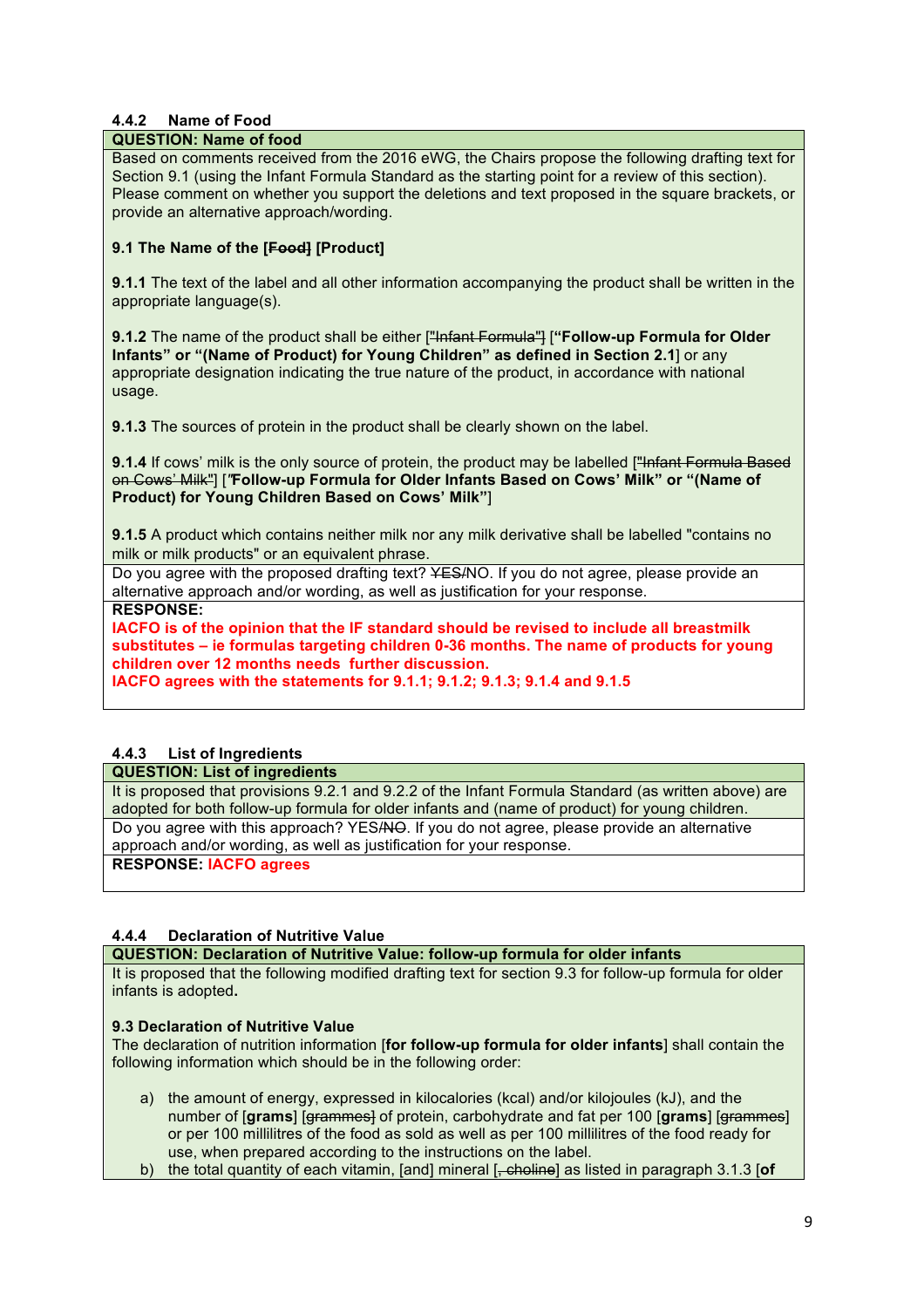### 4.4.2 Name of Food

**QUESTION: Name of food**

Based on comments received from the 2016 eWG, the Chairs propose the following drafting text for Section 9.1 (using the Infant Formula Standard as the starting point for a review of this section). Please comment on whether you support the deletions and text proposed in the square brackets, or provide an alternative approach/wording.

**9.1 The Name of the [~~Food~~] [Product]**

**9.1.1** The text of the label and all other information accompanying the product shall be written in the appropriate language(s).

**9.1.2** The name of the product shall be either [~~"Infant Formula"~~] [**"Follow-up Formula for Older Infants" or "(Name of Product) for Young Children" as defined in Section 2.1**] or any appropriate designation indicating the true nature of the product, in accordance with national usage.

**9.1.3** The sources of protein in the product shall be clearly shown on the label.

**9.1.4** If cows' milk is the only source of protein, the product may be labelled [~~"Infant Formula Based on Cows' Milk"~~] ["**Follow-up Formula for Older Infants Based on Cows' Milk" or "(Name of Product) for Young Children Based on Cows' Milk"**]

**9.1.5** A product which contains neither milk nor any milk derivative shall be labelled "contains no milk or milk products" or an equivalent phrase.

Do you agree with the proposed drafting text? ~~YES~~/NO. If you do not agree, please provide an alternative approach and/or wording, as well as justification for your response.

**RESPONSE:**

**IACFO is of the opinion that the IF standard should be revised to include all breastmilk substitutes – ie formulas targeting children 0-36 months. The name of products for young children over 12 months needs further discussion.**

**IACFO agrees with the statements for 9.1.1; 9.1.2; 9.1.3; 9.1.4 and 9.1.5**

### 4.4.3 List of Ingredients

**QUESTION: List of ingredients**

It is proposed that provisions 9.2.1 and 9.2.2 of the Infant Formula Standard (as written above) are adopted for both follow-up formula for older infants and (name of product) for young children.

Do you agree with this approach? YES/~~NO~~. If you do not agree, please provide an alternative approach and/or wording, as well as justification for your response.

**RESPONSE:** **IACFO agrees**

### 4.4.4 Declaration of Nutritive Value

**QUESTION: Declaration of Nutritive Value: follow-up formula for older infants**

It is proposed that the following modified drafting text for section 9.3 for follow-up formula for older infants is adopted**.**

**9.3 Declaration of Nutritive Value**

The declaration of nutrition information [**for follow-up formula for older infants**] shall contain the following information which should be in the following order:

a) the amount of energy, expressed in kilocalories (kcal) and/or kilojoules (kJ), and the number of [**grams**] [~~grammes~~] of protein, carbohydrate and fat per 100 [**grams**] [~~grammes~~] or per 100 millilitres of the food as sold as well as per 100 millilitres of the food ready for use, when prepared according to the instructions on the label.

b) the total quantity of each vitamin, [and] mineral [~~, choline~~] as listed in paragraph 3.1.3 [**of**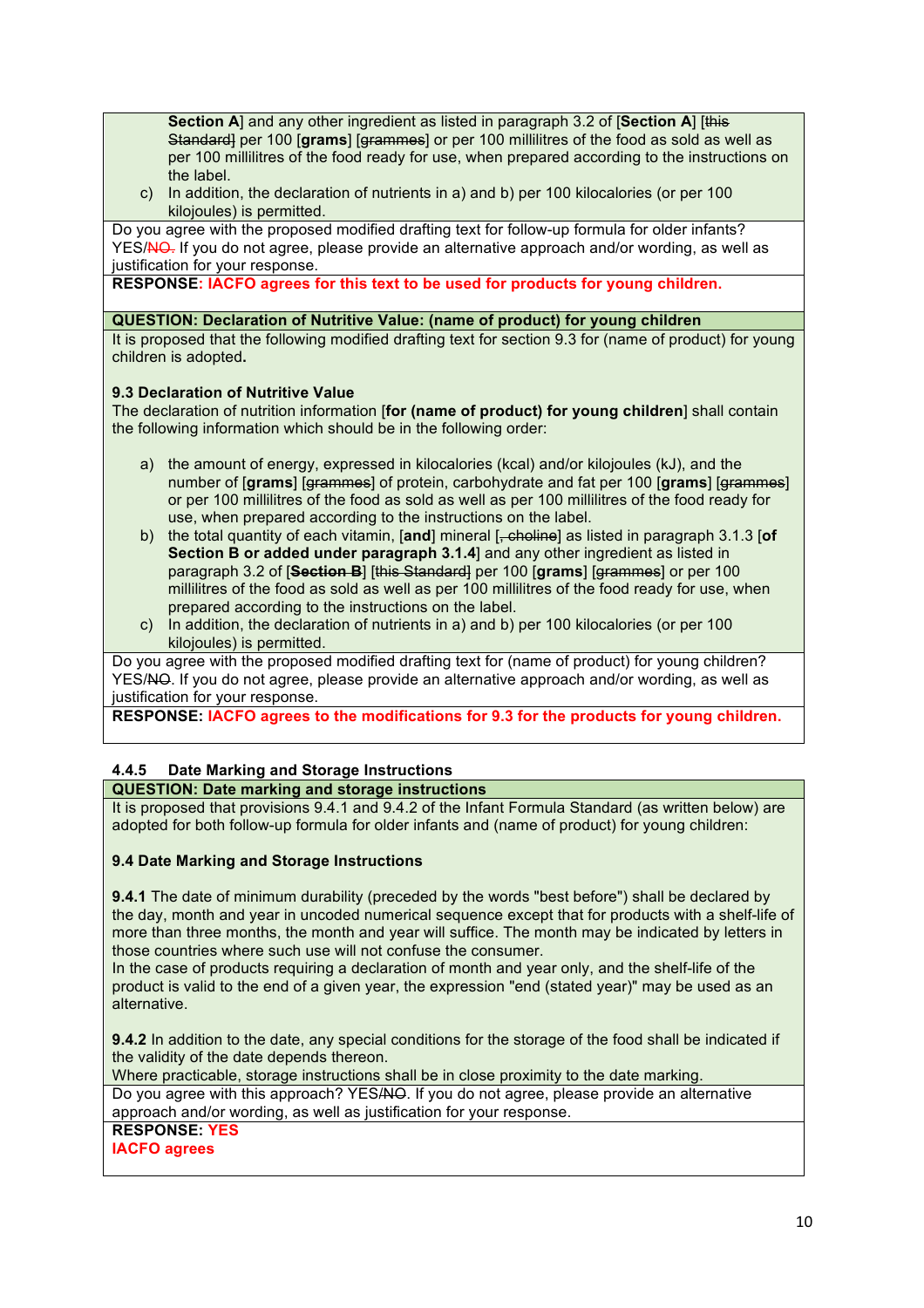Section A] and any other ingredient as listed in paragraph 3.2 of [**Section A**] [~~this Standard~~] per 100 [**grams**] [~~grammes~~] or per 100 millilitres of the food as sold as well as per 100 millilitres of the food ready for use, when prepared according to the instructions on the label.

c) In addition, the declaration of nutrients in a) and b) per 100 kilocalories (or per 100 kilojoules) is permitted.

Do you agree with the proposed modified drafting text for follow-up formula for older infants? YES/~~NO~~. If you do not agree, please provide an alternative approach and/or wording, as well as justification for your response.

**RESPONSE: IACFO agrees for this text to be used for products for young children.**

**QUESTION: Declaration of Nutritive Value: (name of product) for young children**

It is proposed that the following modified drafting text for section 9.3 for (name of product) for young children is adopted**.**

**9.3 Declaration of Nutritive Value**

The declaration of nutrition information [**for (name of product) for young children**] shall contain the following information which should be in the following order:

a) the amount of energy, expressed in kilocalories (kcal) and/or kilojoules (kJ), and the number of [**grams**] [~~grammes~~] of protein, carbohydrate and fat per 100 [**grams**] [~~grammes~~] or per 100 millilitres of the food as sold as well as per 100 millilitres of the food ready for use, when prepared according to the instructions on the label.

b) the total quantity of each vitamin, [**and**] mineral [~~, choline~~] as listed in paragraph 3.1.3 [**of Section B or added under paragraph 3.1.4**] and any other ingredient as listed in paragraph 3.2 of [~~**Section B**~~] [~~this Standard~~] per 100 [**grams**] [~~grammes~~] or per 100 millilitres of the food as sold as well as per 100 millilitres of the food ready for use, when prepared according to the instructions on the label.

c) In addition, the declaration of nutrients in a) and b) per 100 kilocalories (or per 100 kilojoules) is permitted.

Do you agree with the proposed modified drafting text for (name of product) for young children? YES/~~NO~~. If you do not agree, please provide an alternative approach and/or wording, as well as justification for your response.

**RESPONSE: IACFO agrees to the modifications for 9.3 for the products for young children.**

### 4.4.5 Date Marking and Storage Instructions

**QUESTION: Date marking and storage instructions**

It is proposed that provisions 9.4.1 and 9.4.2 of the Infant Formula Standard (as written below) are adopted for both follow-up formula for older infants and (name of product) for young children:

**9.4 Date Marking and Storage Instructions**

**9.4.1** The date of minimum durability (preceded by the words "best before") shall be declared by the day, month and year in uncoded numerical sequence except that for products with a shelf-life of more than three months, the month and year will suffice. The month may be indicated by letters in those countries where such use will not confuse the consumer.

In the case of products requiring a declaration of month and year only, and the shelf-life of the product is valid to the end of a given year, the expression "end (stated year)" may be used as an alternative.

**9.4.2** In addition to the date, any special conditions for the storage of the food shall be indicated if the validity of the date depends thereon.

Where practicable, storage instructions shall be in close proximity to the date marking.

Do you agree with this approach? YES/~~NO~~. If you do not agree, please provide an alternative approach and/or wording, as well as justification for your response.

**RESPONSE: YES**

**IACFO agrees**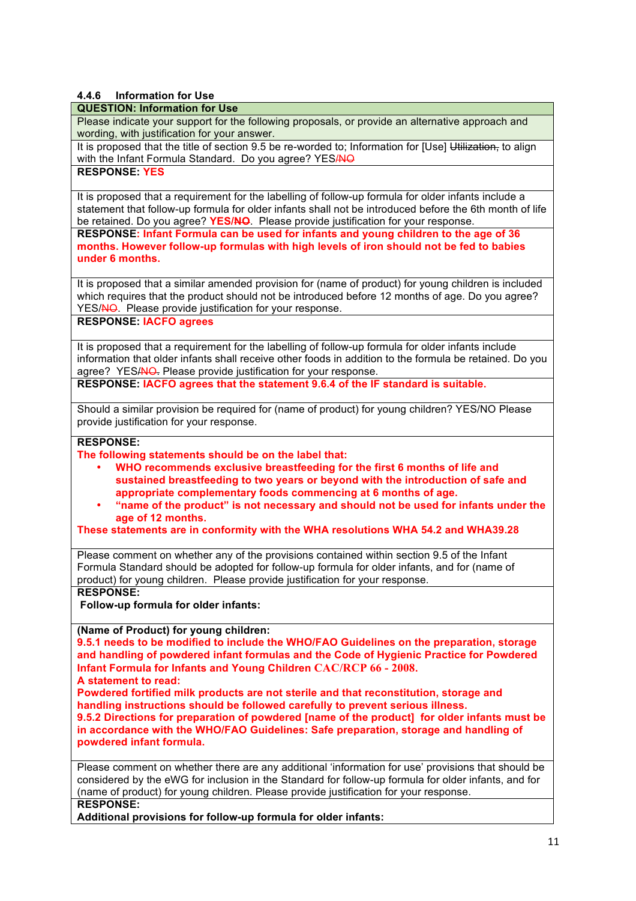### 4.4.6 Information for Use

**QUESTION: Information for Use**

Please indicate your support for the following proposals, or provide an alternative approach and wording, with justification for your answer.

It is proposed that the title of section 9.5 be re-worded to; Information for [Use] ~~Utilization,~~ to align with the Infant Formula Standard. Do you agree? YES/~~NO~~

**RESPONSE: YES**

It is proposed that a requirement for the labelling of follow-up formula for older infants include a statement that follow-up formula for older infants shall not be introduced before the 6th month of life be retained. Do you agree? **YES/~~NO~~**. Please provide justification for your response.

**RESPONSE: Infant Formula can be used for infants and young children to the age of 36 months. However follow-up formulas with high levels of iron should not be fed to babies under 6 months.**

It is proposed that a similar amended provision for (name of product) for young children is included which requires that the product should not be introduced before 12 months of age. Do you agree? YES/~~NO~~. Please provide justification for your response.

**RESPONSE: IACFO agrees**

It is proposed that a requirement for the labelling of follow-up formula for older infants include information that older infants shall receive other foods in addition to the formula be retained. Do you agree? YES/~~NO~~. Please provide justification for your response.

**RESPONSE: IACFO agrees that the statement 9.6.4 of the IF standard is suitable.**

Should a similar provision be required for (name of product) for young children? YES/NO Please provide justification for your response.

**RESPONSE:**

**The following statements should be on the label that:**

- **WHO recommends exclusive breastfeeding for the first 6 months of life and sustained breastfeeding to two years or beyond with the introduction of safe and appropriate complementary foods commencing at 6 months of age.**
- **"name of the product" is not necessary and should not be used for infants under the age of 12 months.**

**These statements are in conformity with the WHA resolutions WHA 54.2 and WHA39.28**

Please comment on whether any of the provisions contained within section 9.5 of the Infant Formula Standard should be adopted for follow-up formula for older infants, and for (name of product) for young children. Please provide justification for your response.

**RESPONSE:**

**Follow-up formula for older infants:**

**(Name of Product) for young children:**

**9.5.1 needs to be modified to include the WHO/FAO Guidelines on the preparation, storage and handling of powdered infant formulas and the Code of Hygienic Practice for Powdered Infant Formula for Infants and Young Children CAC/RCP 66 - 2008.**

**A statement to read:**

**Powdered fortified milk products are not sterile and that reconstitution, storage and handling instructions should be followed carefully to prevent serious illness.**

**9.5.2 Directions for preparation of powdered [name of the product] for older infants must be in accordance with the WHO/FAO Guidelines: Safe preparation, storage and handling of powdered infant formula.**

Please comment on whether there are any additional 'information for use' provisions that should be considered by the eWG for inclusion in the Standard for follow-up formula for older infants, and for (name of product) for young children. Please provide justification for your response.

**RESPONSE:**

**Additional provisions for follow-up formula for older infants:**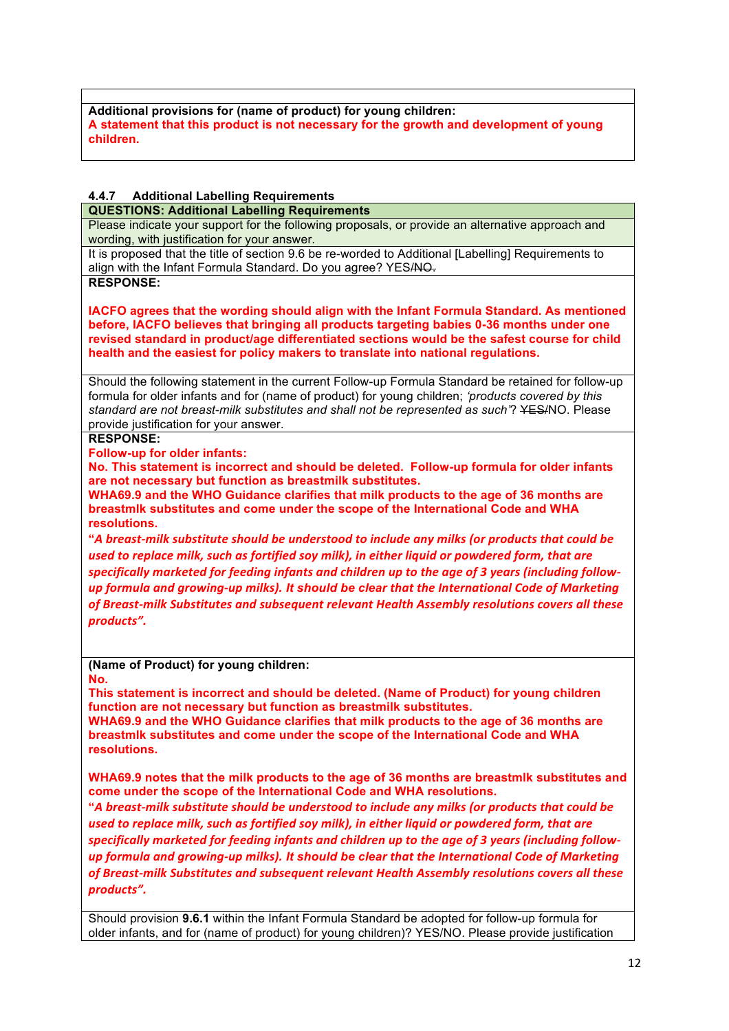**Additional provisions for (name of product) for young children:**
**A statement that this product is not necessary for the growth and development of young children.**

#### 4.4.7 Additional Labelling Requirements

**QUESTIONS: Additional Labelling Requirements**

Please indicate your support for the following proposals, or provide an alternative approach and wording, with justification for your answer.

It is proposed that the title of section 9.6 be re-worded to Additional [Labelling] Requirements to align with the Infant Formula Standard. Do you agree? YES/~~NO.~~

**RESPONSE:**

**IACFO agrees that the wording should align with the Infant Formula Standard. As mentioned before, IACFO believes that bringing all products targeting babies 0-36 months under one revised standard in product/age differentiated sections would be the safest course for child health and the easiest for policy makers to translate into national regulations.**

Should the following statement in the current Follow-up Formula Standard be retained for follow-up formula for older infants and for (name of product) for young children; *'products covered by this standard are not breast-milk substitutes and shall not be represented as such'*? ~~YES~~/NO. Please provide justification for your answer.

**RESPONSE:**

**Follow-up for older infants:**
**No. This statement is incorrect and should be deleted. Follow-up formula for older infants are not necessary but function as breastmilk substitutes.**
**WHA69.9 and the WHO Guidance clarifies that milk products to the age of 36 months are breastmlk substitutes and come under the scope of the International Code and WHA resolutions.**

***"A breast-milk substitute should be understood to include any milks (or products that could be used to replace milk, such as fortified soy milk), in either liquid or powdered form, that are specifically marketed for feeding infants and children up to the age of 3 years (including follow-up formula and growing-up milks). It should be clear that the International Code of Marketing of Breast-milk Substitutes and subsequent relevant Health Assembly resolutions covers all these products".***

**(Name of Product) for young children:**
**No.**
**This statement is incorrect and should be deleted. (Name of Product) for young children function are not necessary but function as breastmilk substitutes.**
**WHA69.9 and the WHO Guidance clarifies that milk products to the age of 36 months are breastmlk substitutes and come under the scope of the International Code and WHA resolutions.**

**WHA69.9 notes that the milk products to the age of 36 months are breastmlk substitutes and come under the scope of the International Code and WHA resolutions.**

***"A breast-milk substitute should be understood to include any milks (or products that could be used to replace milk, such as fortified soy milk), in either liquid or powdered form, that are specifically marketed for feeding infants and children up to the age of 3 years (including follow-up formula and growing-up milks). It should be clear that the International Code of Marketing of Breast-milk Substitutes and subsequent relevant Health Assembly resolutions covers all these products".***

Should provision **9.6.1** within the Infant Formula Standard be adopted for follow-up formula for older infants, and for (name of product) for young children)? YES/NO. Please provide justification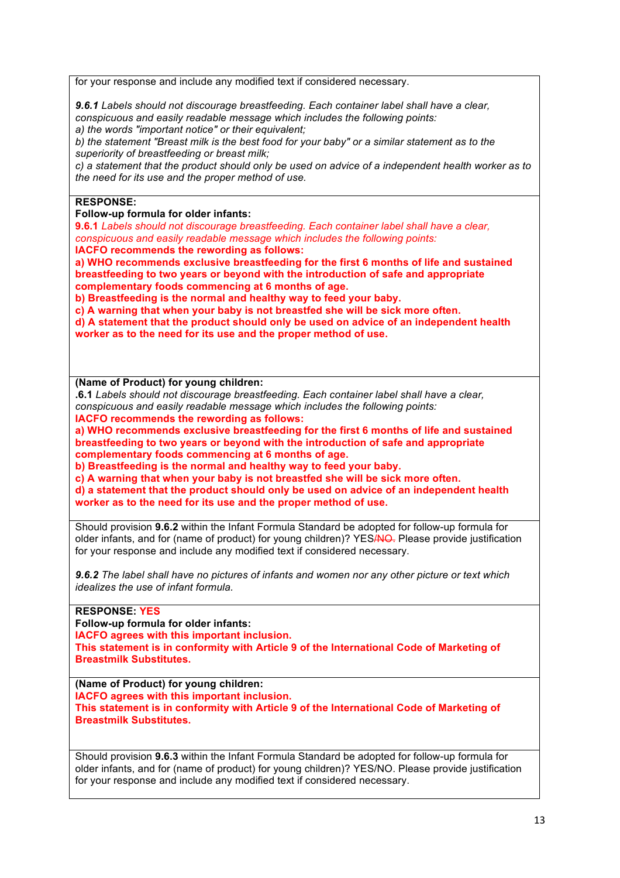for your response and include any modified text if considered necessary.

***9.6.1*** *Labels should not discourage breastfeeding. Each container label shall have a clear, conspicuous and easily readable message which includes the following points:*
*a) the words "important notice" or their equivalent;*
*b) the statement "Breast milk is the best food for your baby" or a similar statement as to the superiority of breastfeeding or breast milk;*
*c) a statement that the product should only be used on advice of a independent health worker as to the need for its use and the proper method of use.*

**RESPONSE:**

**Follow-up formula for older infants:**

**9.6.1** *Labels should not discourage breastfeeding. Each container label shall have a clear, conspicuous and easily readable message which includes the following points:*

**IACFO recommends the rewording as follows:**

**a) WHO recommends exclusive breastfeeding for the first 6 months of life and sustained breastfeeding to two years or beyond with the introduction of safe and appropriate complementary foods commencing at 6 months of age.**
**b) Breastfeeding is the normal and healthy way to feed your baby.**
**c) A warning that when your baby is not breastfed she will be sick more often.**
**d) A statement that the product should only be used on advice of an independent health worker as to the need for its use and the proper method of use.**

**(Name of Product) for young children:**

**.6.1** *Labels should not discourage breastfeeding. Each container label shall have a clear, conspicuous and easily readable message which includes the following points:*

**IACFO recommends the rewording as follows:**

**a) WHO recommends exclusive breastfeeding for the first 6 months of life and sustained breastfeeding to two years or beyond with the introduction of safe and appropriate complementary foods commencing at 6 months of age.**
**b) Breastfeeding is the normal and healthy way to feed your baby.**
**c) A warning that when your baby is not breastfed she will be sick more often.**
**d) a statement that the product should only be used on advice of an independent health worker as to the need for its use and the proper method of use.**

Should provision **9.6.2** within the Infant Formula Standard be adopted for follow-up formula for older infants, and for (name of product) for young children)? YES~~/NO.~~ Please provide justification for your response and include any modified text if considered necessary.

***9.6.2*** *The label shall have no pictures of infants and women nor any other picture or text which idealizes the use of infant formula.*

**RESPONSE: YES**

**Follow-up formula for older infants:**

**IACFO agrees with this important inclusion.**
**This statement is in conformity with Article 9 of the International Code of Marketing of Breastmilk Substitutes.**

**(Name of Product) for young children:**

**IACFO agrees with this important inclusion.**
**This statement is in conformity with Article 9 of the International Code of Marketing of Breastmilk Substitutes.**

Should provision **9.6.3** within the Infant Formula Standard be adopted for follow-up formula for older infants, and for (name of product) for young children)? YES/NO. Please provide justification for your response and include any modified text if considered necessary.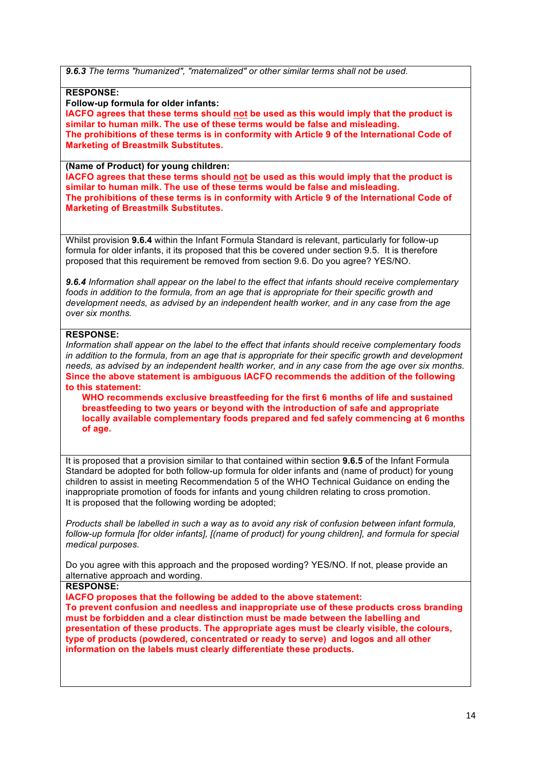*9.6.3 The terms "humanized", "maternalized" or other similar terms shall not be used.*

**RESPONSE:**

**Follow-up formula for older infants:**

**IACFO agrees that these terms should not be used as this would imply that the product is similar to human milk. The use of these terms would be false and misleading.**

**The prohibitions of these terms is in conformity with Article 9 of the International Code of Marketing of Breastmilk Substitutes.**

**(Name of Product) for young children:**

**IACFO agrees that these terms should not be used as this would imply that the product is similar to human milk. The use of these terms would be false and misleading.**

**The prohibitions of these terms is in conformity with Article 9 of the International Code of Marketing of Breastmilk Substitutes.**

Whilst provision **9.6.4** within the Infant Formula Standard is relevant, particularly for follow-up formula for older infants, it its proposed that this be covered under section 9.5. It is therefore proposed that this requirement be removed from section 9.6. Do you agree? YES/NO.

***9.6.4** Information shall appear on the label to the effect that infants should receive complementary foods in addition to the formula, from an age that is appropriate for their specific growth and development needs, as advised by an independent health worker, and in any case from the age over six months.*

**RESPONSE:**

*Information shall appear on the label to the effect that infants should receive complementary foods in addition to the formula, from an age that is appropriate for their specific growth and development needs, as advised by an independent health worker, and in any case from the age over six months.*

**Since the above statement is ambiguous IACFO recommends the addition of the following to this statement:**

> **WHO recommends exclusive breastfeeding for the first 6 months of life and sustained breastfeeding to two years or beyond with the introduction of safe and appropriate locally available complementary foods prepared and fed safely commencing at 6 months of age.**

It is proposed that a provision similar to that contained within section **9.6.5** of the Infant Formula Standard be adopted for both follow-up formula for older infants and (name of product) for young children to assist in meeting Recommendation 5 of the WHO Technical Guidance on ending the inappropriate promotion of foods for infants and young children relating to cross promotion.
It is proposed that the following wording be adopted;

*Products shall be labelled in such a way as to avoid any risk of confusion between infant formula, follow-up formula [for older infants], [(name of product) for young children], and formula for special medical purposes.*

Do you agree with this approach and the proposed wording? YES/NO. If not, please provide an alternative approach and wording.

**RESPONSE:**

**IACFO proposes that the following be added to the above statement:**

**To prevent confusion and needless and inappropriate use of these products cross branding must be forbidden and a clear distinction must be made between the labelling and presentation of these products. The appropriate ages must be clearly visible, the colours, type of products (powdered, concentrated or ready to serve) and logos and all other information on the labels must clearly differentiate these products.**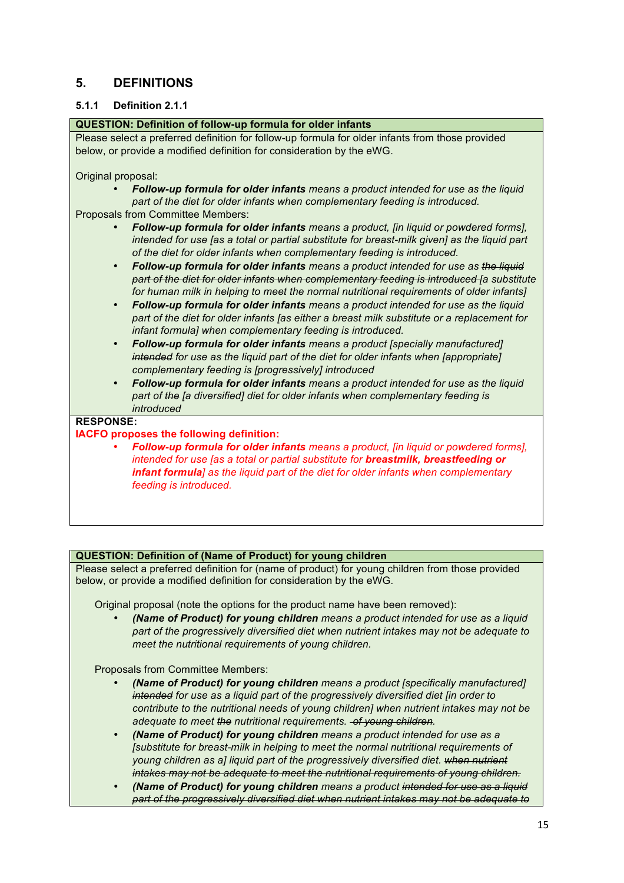## 5. DEFINITIONS

### 5.1.1 Definition 2.1.1

**QUESTION: Definition of follow-up formula for older infants**

Please select a preferred definition for follow-up formula for older infants from those provided below, or provide a modified definition for consideration by the eWG.

Original proposal:

- ***Follow-up formula for older infants*** *means a product intended for use as the liquid part of the diet for older infants when complementary feeding is introduced.*

Proposals from Committee Members:

- ***Follow-up formula for older infants*** *means a product, [in liquid or powdered forms], intended for use [as a total or partial substitute for breast-milk given] as the liquid part of the diet for older infants when complementary feeding is introduced.*
- ***Follow-up formula for older infants*** *means a product intended for use as ~~the liquid part of the diet for older infants when complementary feeding is introduced~~ [a substitute for human milk in helping to meet the normal nutritional requirements of older infants]*
- ***Follow-up formula for older infants*** *means a product intended for use as the liquid part of the diet for older infants [as either a breast milk substitute or a replacement for infant formula] when complementary feeding is introduced.*
- ***Follow-up formula for older infants*** *means a product [specially manufactured] ~~intended~~ for use as the liquid part of the diet for older infants when [appropriate] complementary feeding is [progressively] introduced*
- ***Follow-up formula for older infants*** *means a product intended for use as the liquid part of ~~the~~ [a diversified] diet for older infants when complementary feeding is introduced*

**RESPONSE:**

**IACFO proposes the following definition:**

- ***Follow-up formula for older infants*** *means a product, [in liquid or powdered forms], intended for use [as a total or partial substitute for* ***breastmilk, breastfeeding or infant formula****] as the liquid part of the diet for older infants when complementary feeding is introduced.*

**QUESTION: Definition of (Name of Product) for young children**

Please select a preferred definition for (name of product) for young children from those provided below, or provide a modified definition for consideration by the eWG.

Original proposal (note the options for the product name have been removed):

- ***(Name of Product) for young children*** *means a product intended for use as a liquid part of the progressively diversified diet when nutrient intakes may not be adequate to meet the nutritional requirements of young children.*

Proposals from Committee Members:

- ***(Name of Product) for young children*** *means a product [specifically manufactured] ~~intended~~ for use as a liquid part of the progressively diversified diet [in order to contribute to the nutritional needs of young children] when nutrient intakes may not be adequate to meet ~~the~~ nutritional requirements. ~~of young children~~.*
- ***(Name of Product) for young children*** *means a product intended for use as a [substitute for breast-milk in helping to meet the normal nutritional requirements of young children as a] liquid part of the progressively diversified diet. ~~when nutrient intakes may not be adequate to meet the nutritional requirements of young children.~~*
- ***(Name of Product) for young children*** *means a product ~~intended for use as a liquid part of the progressively diversified diet when nutrient intakes may not be adequate to~~*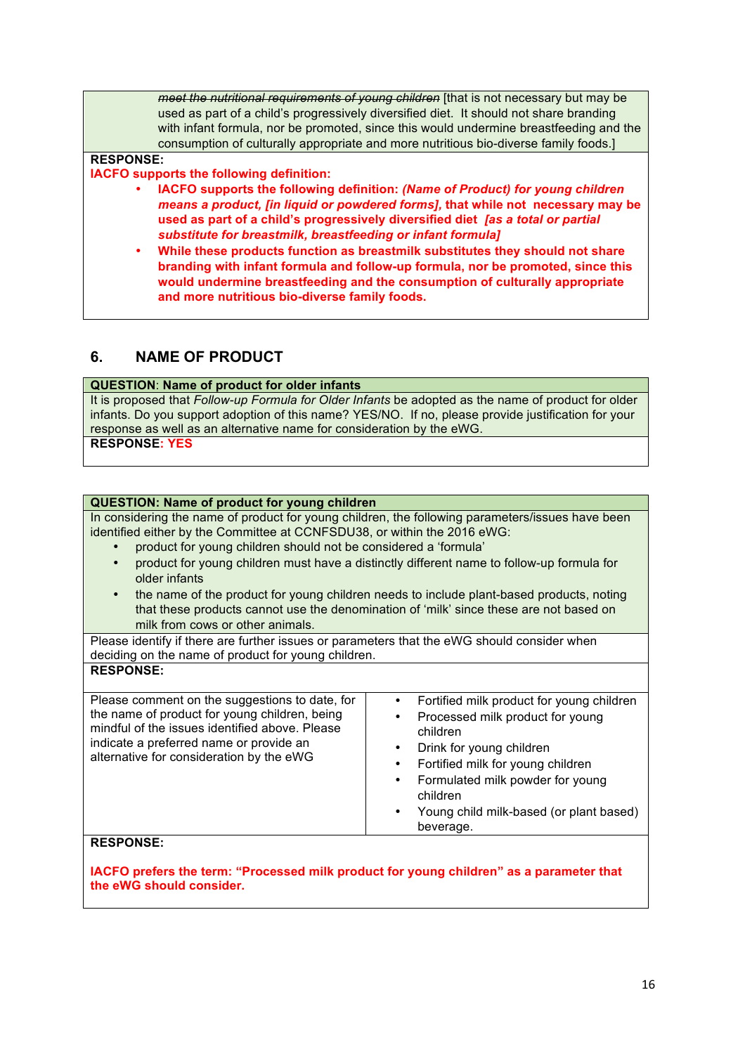| |
|---|
| ~~*meet the nutritional requirements of young children*~~ [that is not necessary but may be used as part of a child's progressively diversified diet. It should not share branding with infant formula, nor be promoted, since this would undermine breastfeeding and the consumption of culturally appropriate and more nutritious bio-diverse family foods.] |
| **RESPONSE:**<br>**IACFO supports the following definition:**<br>• **IACFO supports the following definition: *(Name of Product) for young children means a product, [in liquid or powdered forms],* that while not necessary may be used as part of a child's progressively diversified diet *[as a total or partial substitute for breastmilk, breastfeeding or infant formula]***<br>• **While these products function as breastmilk substitutes they should not share branding with infant formula and follow-up formula, nor be promoted, since this would undermine breastfeeding and the consumption of culturally appropriate and more nutritious bio-diverse family foods.** |

## 6. NAME OF PRODUCT

| **QUESTION**: **Name of product for older infants** |
|---|
| It is proposed that *Follow-up Formula for Older Infants* be adopted as the name of product for older infants. Do you support adoption of this name? YES/NO. If no, please provide justification for your response as well as an alternative name for consideration by the eWG. |
| **RESPONSE: YES** |

| **QUESTION: Name of product for young children** | |
|---|---|
| In considering the name of product for young children, the following parameters/issues have been identified either by the Committee at CCNFSDU38, or within the 2016 eWG:<br>• product for young children should not be considered a 'formula'<br>• product for young children must have a distinctly different name to follow-up formula for older infants<br>• the name of the product for young children needs to include plant-based products, noting that these products cannot use the denomination of 'milk' since these are not based on milk from cows or other animals. | |
| Please identify if there are further issues or parameters that the eWG should consider when deciding on the name of product for young children. | |
| **RESPONSE:** | |
| Please comment on the suggestions to date, for the name of product for young children, being mindful of the issues identified above. Please indicate a preferred name or provide an alternative for consideration by the eWG | • Fortified milk product for young children<br>• Processed milk product for young children<br>• Drink for young children<br>• Fortified milk for young children<br>• Formulated milk powder for young children<br>• Young child milk-based (or plant based) beverage. |
| **RESPONSE:**<br><br>**IACFO prefers the term: "Processed milk product for young children" as a parameter that the eWG should consider.** | |